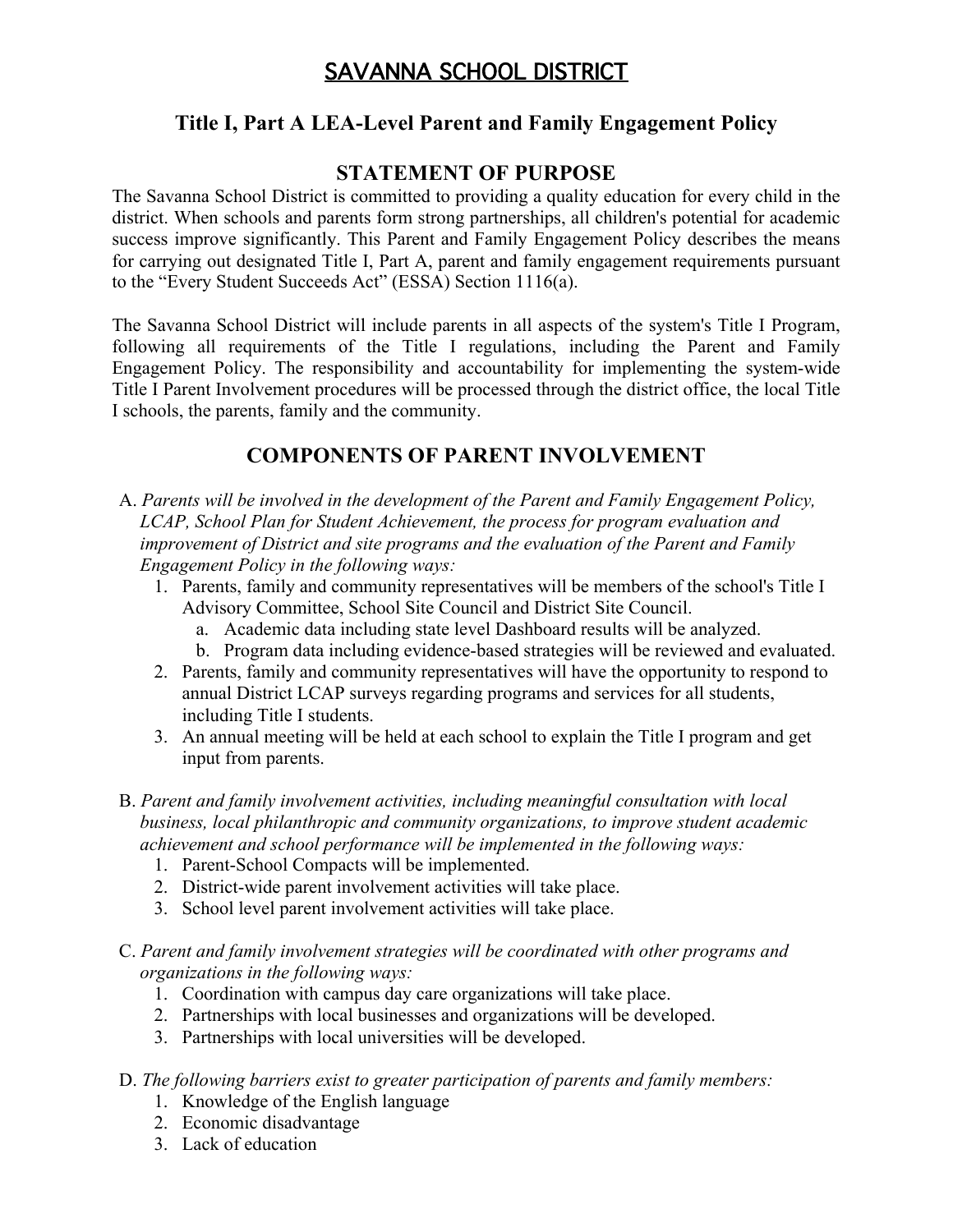# SAVANNA SCHOOL DISTRICT

## Title I, Part A LEA-Level Parent and Family Engagement Policy

## STATEMENT OF PURPOSE

The Savanna School District is committed to providing a quality education for every child in the district. When schools and parents form strong partnerships, all children's potential for academic success improve significantly. This Parent and Family Engagement Policy describes the means for carrying out designated Title I, Part A, parent and family engagement requirements pursuant to the "Every Student Succeeds Act" (ESSA) Section 1116(a).

The Savanna School District will include parents in all aspects of the system's Title I Program, following all requirements of the Title I regulations, including the Parent and Family Engagement Policy. The responsibility and accountability for implementing the system-wide Title I Parent Involvement procedures will be processed through the district office, the local Title I schools, the parents, family and the community.

## COMPONENTS OF PARENT INVOLVEMENT

A. *Parents will be involved in the development of the Parent and Family Engagement Policy, LCAP, School Plan for Student Achievement, the process for program evaluation and improvement of District and site programs and the evaluation of the Parent and Family Engagement Policy in the following ways:*

1. Parents, family and community representatives will be members of the school's Title I Advisory Committee, School Site Council and District Site Council.
   a. Academic data including state level Dashboard results will be analyzed.
   b. Program data including evidence-based strategies will be reviewed and evaluated.
2. Parents, family and community representatives will have the opportunity to respond to annual District LCAP surveys regarding programs and services for all students, including Title I students.
3. An annual meeting will be held at each school to explain the Title I program and get input from parents.

B. *Parent and family involvement activities, including meaningful consultation with local business, local philanthropic and community organizations, to improve student academic achievement and school performance will be implemented in the following ways:*

1. Parent-School Compacts will be implemented.
2. District-wide parent involvement activities will take place.
3. School level parent involvement activities will take place.

C. *Parent and family involvement strategies will be coordinated with other programs and organizations in the following ways:*

1. Coordination with campus day care organizations will take place.
2. Partnerships with local businesses and organizations will be developed.
3. Partnerships with local universities will be developed.

D. *The following barriers exist to greater participation of parents and family members:*

1. Knowledge of the English language
2. Economic disadvantage
3. Lack of education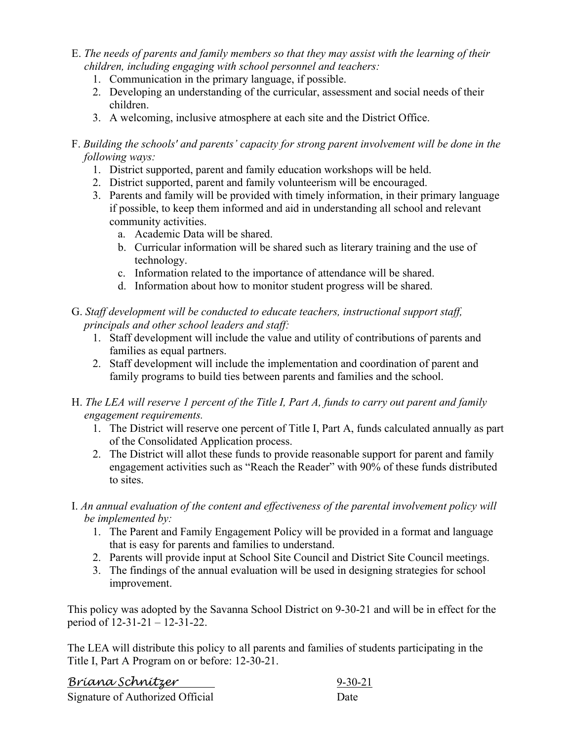E. *The needs of parents and family members so that they may assist with the learning of their children, including engaging with school personnel and teachers:*
   1. Communication in the primary language, if possible.
   2. Developing an understanding of the curricular, assessment and social needs of their children.
   3. A welcoming, inclusive atmosphere at each site and the District Office.

F. *Building the schools' and parents' capacity for strong parent involvement will be done in the following ways:*
   1. District supported, parent and family education workshops will be held.
   2. District supported, parent and family volunteerism will be encouraged.
   3. Parents and family will be provided with timely information, in their primary language if possible, to keep them informed and aid in understanding all school and relevant community activities.
      a. Academic Data will be shared.
      b. Curricular information will be shared such as literary training and the use of technology.
      c. Information related to the importance of attendance will be shared.
      d. Information about how to monitor student progress will be shared.

G. *Staff development will be conducted to educate teachers, instructional support staff, principals and other school leaders and staff:*
   1. Staff development will include the value and utility of contributions of parents and families as equal partners.
   2. Staff development will include the implementation and coordination of parent and family programs to build ties between parents and families and the school.

H. *The LEA will reserve 1 percent of the Title I, Part A, funds to carry out parent and family engagement requirements.*
   1. The District will reserve one percent of Title I, Part A, funds calculated annually as part of the Consolidated Application process.
   2. The District will allot these funds to provide reasonable support for parent and family engagement activities such as "Reach the Reader" with 90% of these funds distributed to sites.

I. *An annual evaluation of the content and effectiveness of the parental involvement policy will be implemented by:*
   1. The Parent and Family Engagement Policy will be provided in a format and language that is easy for parents and families to understand.
   2. Parents will provide input at School Site Council and District Site Council meetings.
   3. The findings of the annual evaluation will be used in designing strategies for school improvement.

This policy was adopted by the Savanna School District on 9-30-21 and will be in effect for the period of 12-31-21 – 12-31-22.

The LEA will distribute this policy to all parents and families of students participating in the Title I, Part A Program on or before: 12-30-21.

*Briana Schnitzer* — 9-30-21

Signature of Authorized Official — Date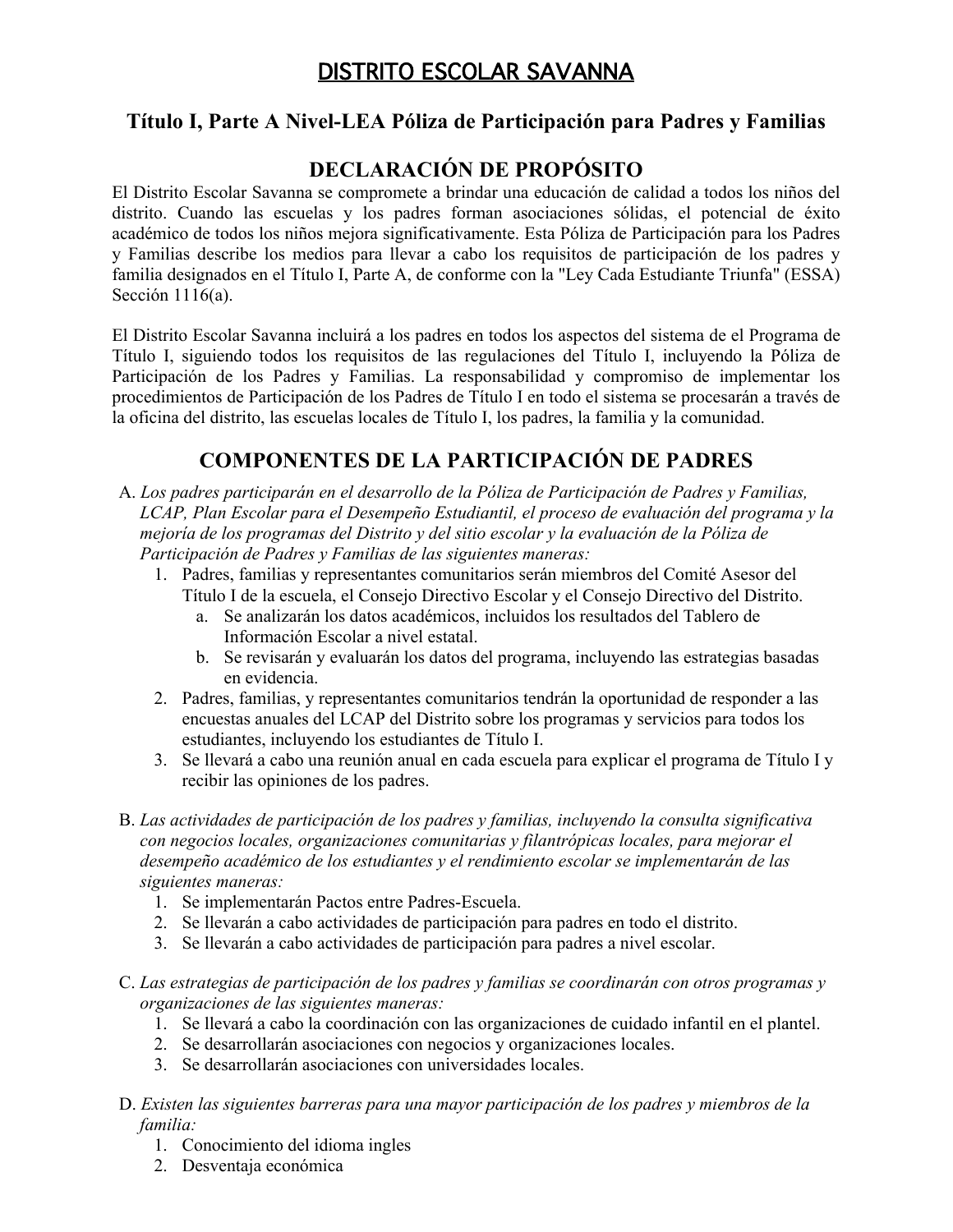# DISTRITO ESCOLAR SAVANNA

## Título I, Parte A Nivel-LEA Póliza de Participación para Padres y Familias

## DECLARACIÓN DE PROPÓSITO

El Distrito Escolar Savanna se compromete a brindar una educación de calidad a todos los niños del distrito. Cuando las escuelas y los padres forman asociaciones sólidas, el potencial de éxito académico de todos los niños mejora significativamente. Esta Póliza de Participación para los Padres y Familias describe los medios para llevar a cabo los requisitos de participación de los padres y familia designados en el Título I, Parte A, de conforme con la "Ley Cada Estudiante Triunfa" (ESSA) Sección 1116(a).

El Distrito Escolar Savanna incluirá a los padres en todos los aspectos del sistema de el Programa de Título I, siguiendo todos los requisitos de las regulaciones del Título I, incluyendo la Póliza de Participación de los Padres y Familias. La responsabilidad y compromiso de implementar los procedimientos de Participación de los Padres de Título I en todo el sistema se procesarán a través de la oficina del distrito, las escuelas locales de Título I, los padres, la familia y la comunidad.

## COMPONENTES DE LA PARTICIPACIÓN DE PADRES

A. *Los padres participarán en el desarrollo de la Póliza de Participación de Padres y Familias, LCAP, Plan Escolar para el Desempeño Estudiantil, el proceso de evaluación del programa y la mejoría de los programas del Distrito y del sitio escolar y la evaluación de la Póliza de Participación de Padres y Familias de las siguientes maneras:*
   1. Padres, familias y representantes comunitarios serán miembros del Comité Asesor del Título I de la escuela, el Consejo Directivo Escolar y el Consejo Directivo del Distrito.
      a. Se analizarán los datos académicos, incluidos los resultados del Tablero de Información Escolar a nivel estatal.
      b. Se revisarán y evaluarán los datos del programa, incluyendo las estrategias basadas en evidencia.
   2. Padres, familias, y representantes comunitarios tendrán la oportunidad de responder a las encuestas anuales del LCAP del Distrito sobre los programas y servicios para todos los estudiantes, incluyendo los estudiantes de Título I.
   3. Se llevará a cabo una reunión anual en cada escuela para explicar el programa de Título I y recibir las opiniones de los padres.

B. *Las actividades de participación de los padres y familias, incluyendo la consulta significativa con negocios locales, organizaciones comunitarias y filantrópicas locales, para mejorar el desempeño académico de los estudiantes y el rendimiento escolar se implementarán de las siguientes maneras:*
   1. Se implementarán Pactos entre Padres-Escuela.
   2. Se llevarán a cabo actividades de participación para padres en todo el distrito.
   3. Se llevarán a cabo actividades de participación para padres a nivel escolar.

C. *Las estrategias de participación de los padres y familias se coordinarán con otros programas y organizaciones de las siguientes maneras:*
   1. Se llevará a cabo la coordinación con las organizaciones de cuidado infantil en el plantel.
   2. Se desarrollarán asociaciones con negocios y organizaciones locales.
   3. Se desarrollarán asociaciones con universidades locales.

D. *Existen las siguientes barreras para una mayor participación de los padres y miembros de la familia:*
   1. Conocimiento del idioma ingles
   2. Desventaja económica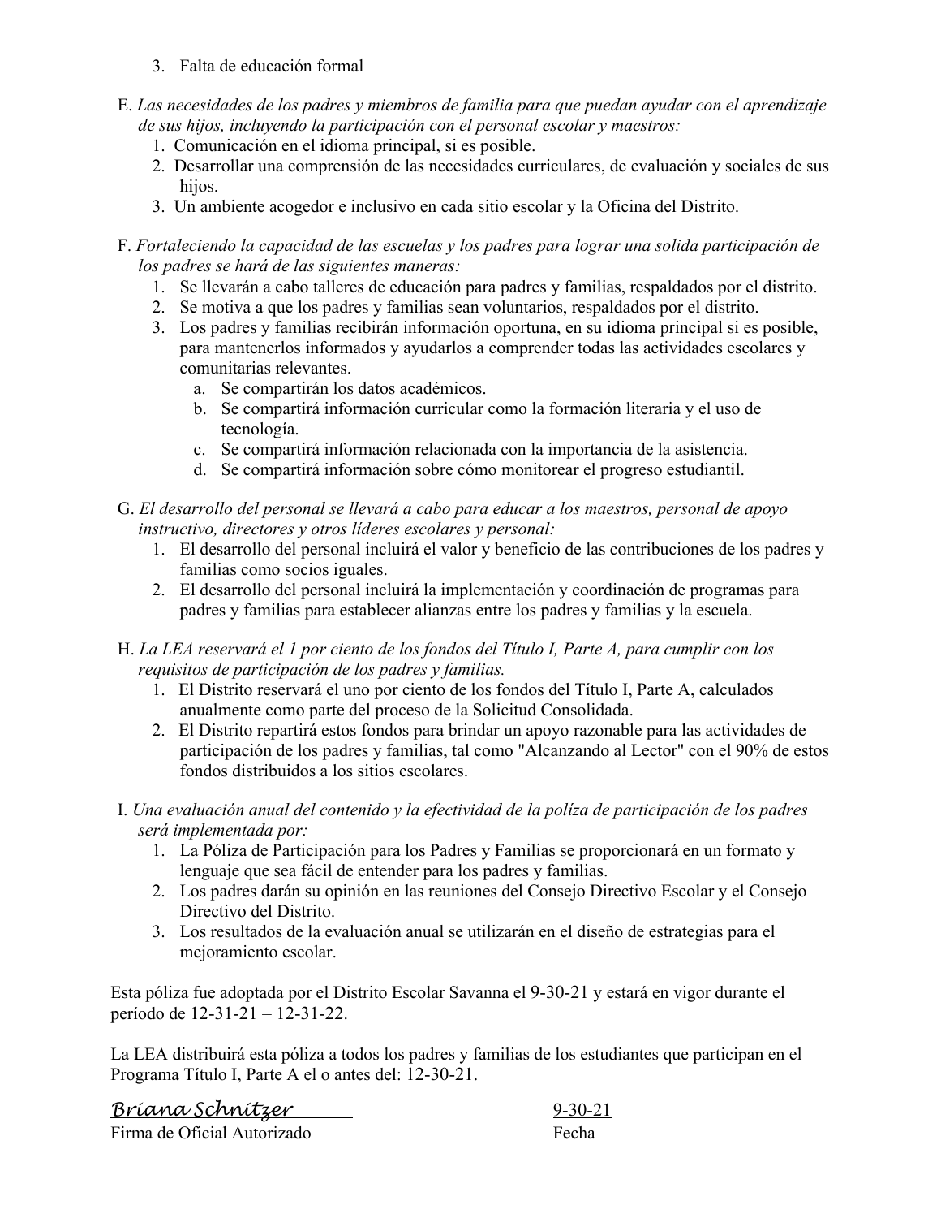3. Falta de educación formal

E. *Las necesidades de los padres y miembros de familia para que puedan ayudar con el aprendizaje de sus hijos, incluyendo la participación con el personal escolar y maestros:*
   1. Comunicación en el idioma principal, si es posible.
   2. Desarrollar una comprensión de las necesidades curriculares, de evaluación y sociales de sus hijos.
   3. Un ambiente acogedor e inclusivo en cada sitio escolar y la Oficina del Distrito.

F. *Fortaleciendo la capacidad de las escuelas y los padres para lograr una solida participación de los padres se hará de las siguientes maneras:*
   1. Se llevarán a cabo talleres de educación para padres y familias, respaldados por el distrito.
   2. Se motiva a que los padres y familias sean voluntarios, respaldados por el distrito.
   3. Los padres y familias recibirán información oportuna, en su idioma principal si es posible, para mantenerlos informados y ayudarlos a comprender todas las actividades escolares y comunitarias relevantes.
      a. Se compartirán los datos académicos.
      b. Se compartirá información curricular como la formación literaria y el uso de tecnología.
      c. Se compartirá información relacionada con la importancia de la asistencia.
      d. Se compartirá información sobre cómo monitorear el progreso estudiantil.

G. *El desarrollo del personal se llevará a cabo para educar a los maestros, personal de apoyo instructivo, directores y otros líderes escolares y personal:*
   1. El desarrollo del personal incluirá el valor y beneficio de las contribuciones de los padres y familias como socios iguales.
   2. El desarrollo del personal incluirá la implementación y coordinación de programas para padres y familias para establecer alianzas entre los padres y familias y la escuela.

H. *La LEA reservará el 1 por ciento de los fondos del Título I, Parte A, para cumplir con los requisitos de participación de los padres y familias.*
   1. El Distrito reservará el uno por ciento de los fondos del Título I, Parte A, calculados anualmente como parte del proceso de la Solicitud Consolidada.
   2. El Distrito repartirá estos fondos para brindar un apoyo razonable para las actividades de participación de los padres y familias, tal como "Alcanzando al Lector" con el 90% de estos fondos distribuidos a los sitios escolares.

I. *Una evaluación anual del contenido y la efectividad de la políza de participación de los padres será implementada por:*
   1. La Póliza de Participación para los Padres y Familias se proporcionará en un formato y lenguaje que sea fácil de entender para los padres y familias.
   2. Los padres darán su opinión en las reuniones del Consejo Directivo Escolar y el Consejo Directivo del Distrito.
   3. Los resultados de la evaluación anual se utilizarán en el diseño de estrategias para el mejoramiento escolar.

Esta póliza fue adoptada por el Distrito Escolar Savanna el 9-30-21 y estará en vigor durante el período de 12-31-21 – 12-31-22.

La LEA distribuirá esta póliza a todos los padres y familias de los estudiantes que participan en el Programa Título I, Parte A el o antes del: 12-30-21.

Briana Schnitzer — 9-30-21

Firma de Oficial Autorizado — Fecha